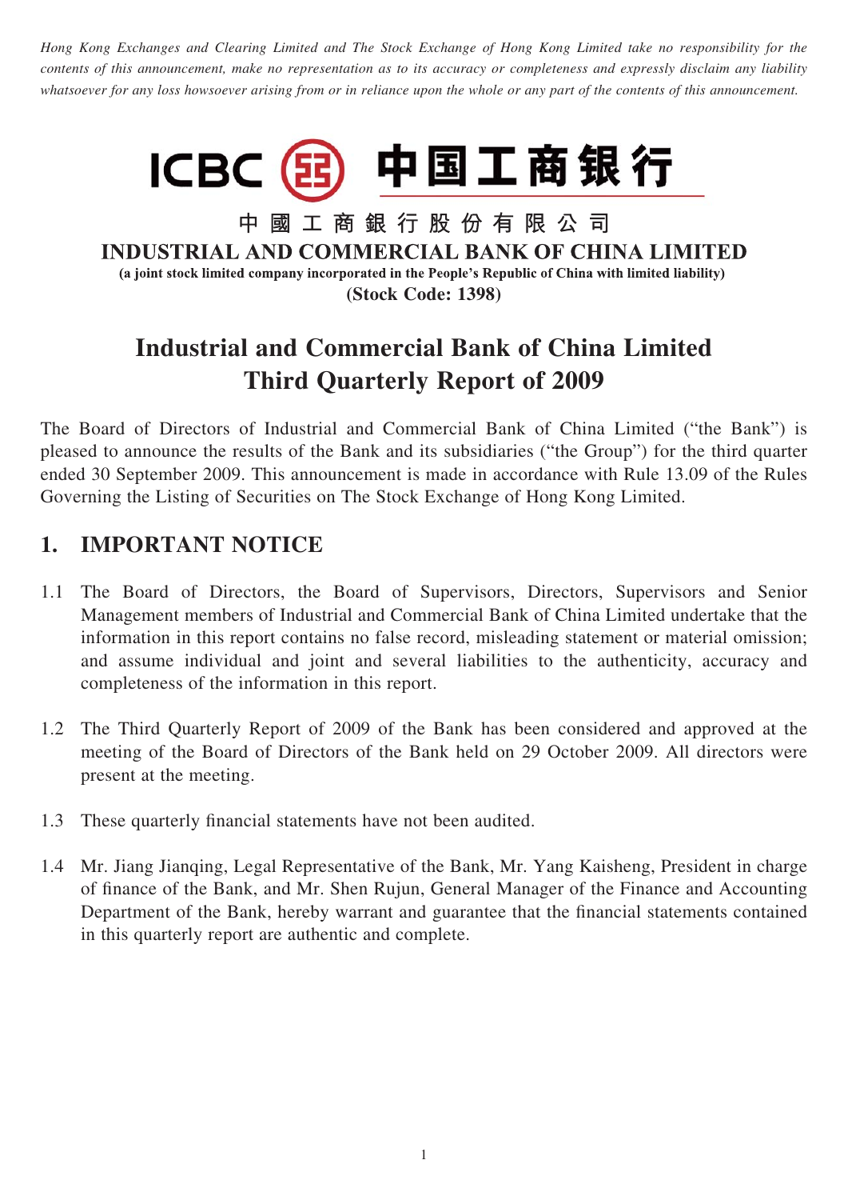*Hong Kong Exchanges and Clearing Limited and The Stock Exchange of Hong Kong Limited take no responsibility for the contents of this announcement, make no representation as to its accuracy or completeness and expressly disclaim any liability whatsoever for any loss howsoever arising from or in reliance upon the whole or any part of the contents of this announcement.*

ICBC 中国工商银行

**中 國 工 商 銀 行 股 份 有 限 公 司**

**INDUSTRIAL AND COMMERCIAL BANK OF CHINA LIMITED**

**(a joint stock limited company incorporated in the People's Republic of China with limited liability)**

**(Stock Code: 1398)**

# Industrial and Commercial Bank of China Limited Third Quarterly Report of 2009

The Board of Directors of Industrial and Commercial Bank of China Limited ("the Bank") is pleased to announce the results of the Bank and its subsidiaries ("the Group") for the third quarter ended 30 September 2009. This announcement is made in accordance with Rule 13.09 of the Rules Governing the Listing of Securities on The Stock Exchange of Hong Kong Limited.

## 1. IMPORTANT NOTICE

1.1 The Board of Directors, the Board of Supervisors, Directors, Supervisors and Senior Management members of Industrial and Commercial Bank of China Limited undertake that the information in this report contains no false record, misleading statement or material omission; and assume individual and joint and several liabilities to the authenticity, accuracy and completeness of the information in this report.

1.2 The Third Quarterly Report of 2009 of the Bank has been considered and approved at the meeting of the Board of Directors of the Bank held on 29 October 2009. All directors were present at the meeting.

1.3 These quarterly financial statements have not been audited.

1.4 Mr. Jiang Jianqing, Legal Representative of the Bank, Mr. Yang Kaisheng, President in charge of finance of the Bank, and Mr. Shen Rujun, General Manager of the Finance and Accounting Department of the Bank, hereby warrant and guarantee that the financial statements contained in this quarterly report are authentic and complete.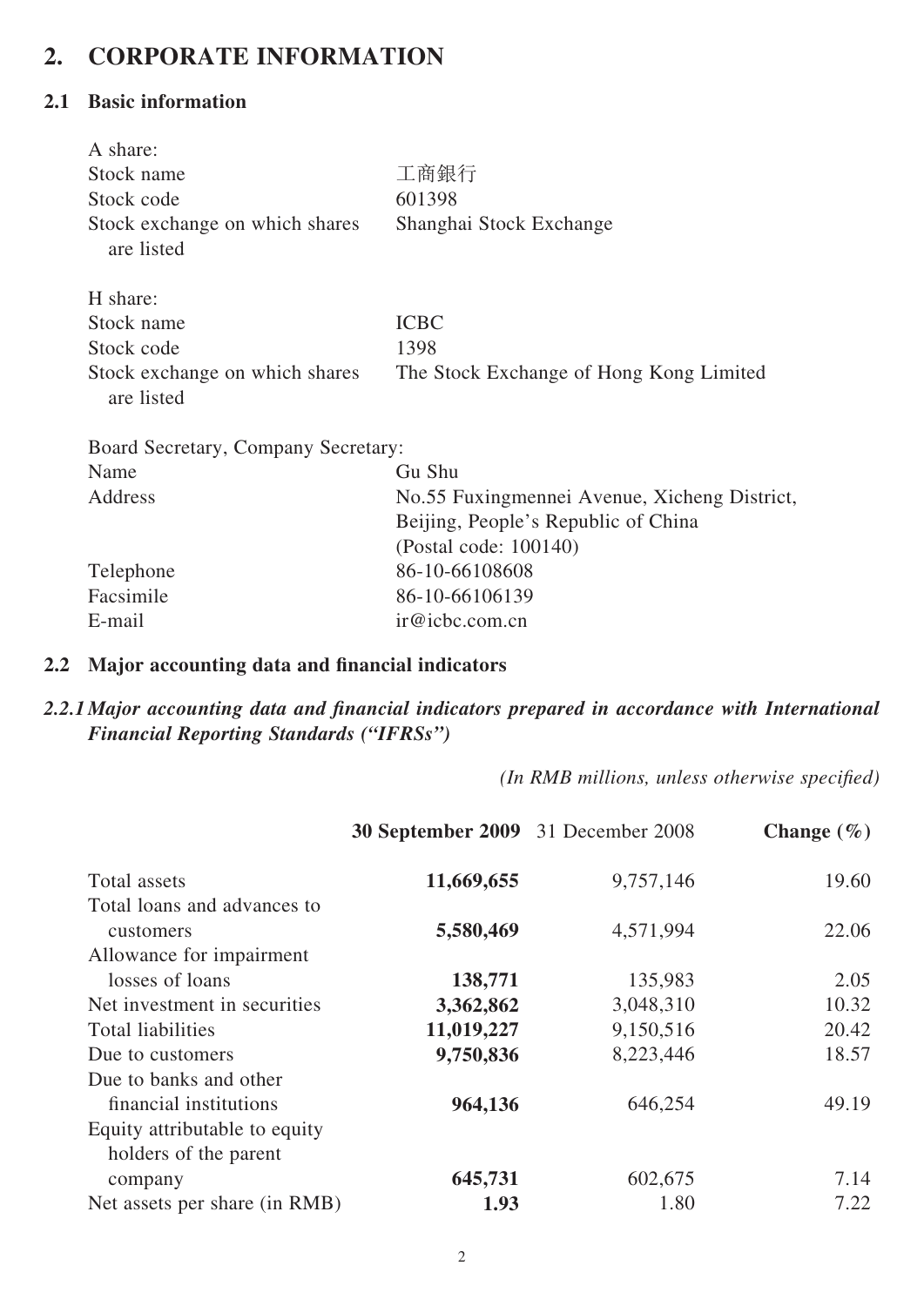# 2. CORPORATE INFORMATION

## 2.1 Basic information

| | |
|---|---|
| A share: | |
| Stock name | 工商銀行 |
| Stock code | 601398 |
| Stock exchange on which shares are listed | Shanghai Stock Exchange |
| H share: | |
| Stock name | ICBC |
| Stock code | 1398 |
| Stock exchange on which shares are listed | The Stock Exchange of Hong Kong Limited |
| Board Secretary, Company Secretary: | |
| Name | Gu Shu |
| Address | No.55 Fuxingmennei Avenue, Xicheng District, Beijing, People's Republic of China (Postal code: 100140) |
| Telephone | 86-10-66108608 |
| Facsimile | 86-10-66106139 |
| E-mail | ir@icbc.com.cn |

## 2.2 Major accounting data and financial indicators

### *2.2.1 Major accounting data and financial indicators prepared in accordance with International Financial Reporting Standards ("IFRSs")*

*(In RMB millions, unless otherwise specified)*

| | **30 September 2009** | 31 December 2008 | **Change (%)** |
|---|---|---|---|
| Total assets | **11,669,655** | 9,757,146 | 19.60 |
| Total loans and advances to customers | **5,580,469** | 4,571,994 | 22.06 |
| Allowance for impairment losses of loans | **138,771** | 135,983 | 2.05 |
| Net investment in securities | **3,362,862** | 3,048,310 | 10.32 |
| Total liabilities | **11,019,227** | 9,150,516 | 20.42 |
| Due to customers | **9,750,836** | 8,223,446 | 18.57 |
| Due to banks and other financial institutions | **964,136** | 646,254 | 49.19 |
| Equity attributable to equity holders of the parent company | **645,731** | 602,675 | 7.14 |
| Net assets per share (in RMB) | **1.93** | 1.80 | 7.22 |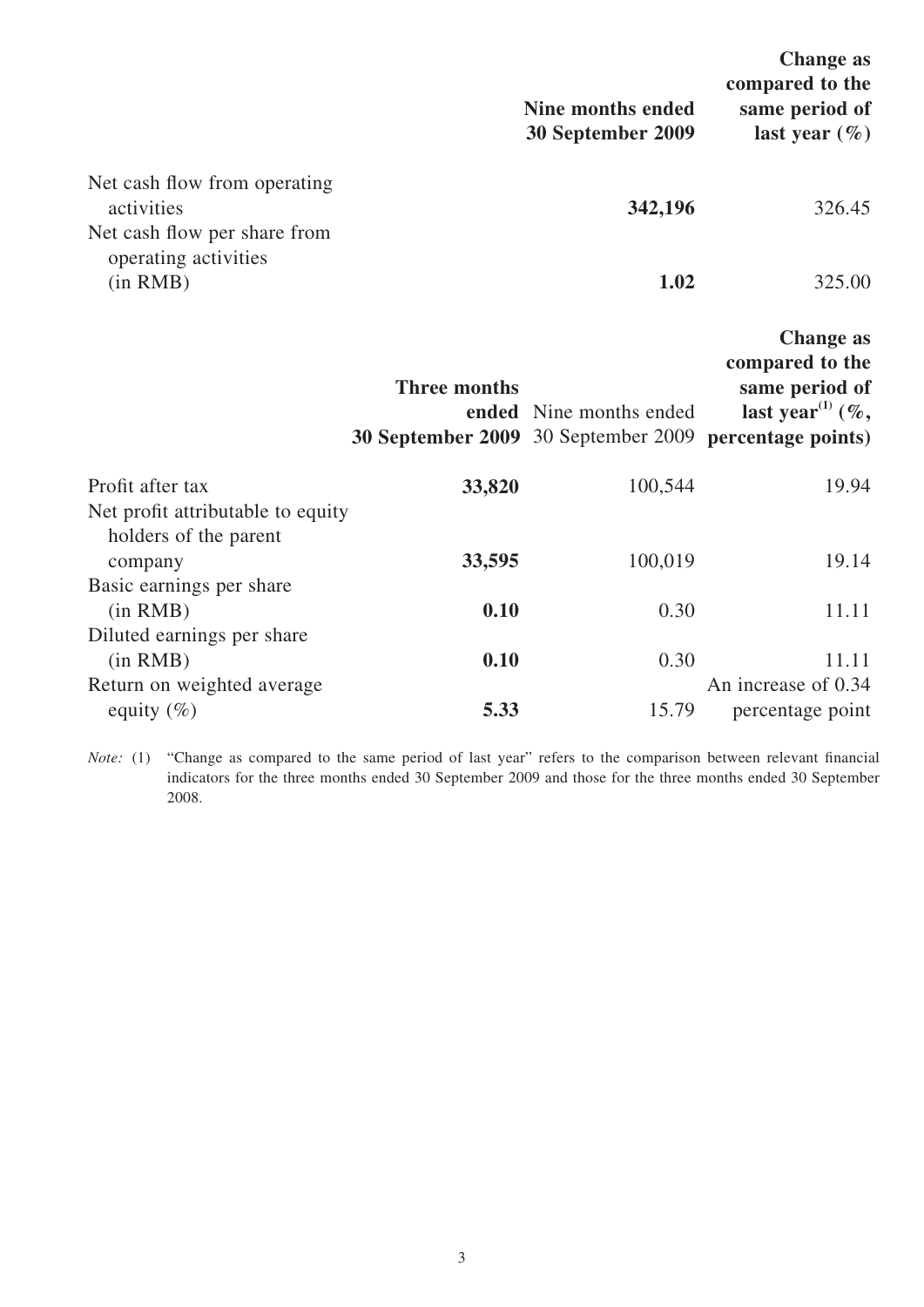| | Nine months ended 30 September 2009 | Change as compared to the same period of last year (%) |
|---|---|---|
| Net cash flow from operating activities | **342,196** | 326.45 |
| Net cash flow per share from operating activities (in RMB) | **1.02** | 325.00 |

| | Three months ended 30 September 2009 | Nine months ended 30 September 2009 | Change as compared to the same period of last year[(1)] (%, percentage points) |
|---|---|---|---|
| Profit after tax | **33,820** | 100,544 | 19.94 |
| Net profit attributable to equity holders of the parent company | **33,595** | 100,019 | 19.14 |
| Basic earnings per share (in RMB) | **0.10** | 0.30 | 11.11 |
| Diluted earnings per share (in RMB) | **0.10** | 0.30 | 11.11 |
| Return on weighted average equity (%) | **5.33** | 15.79 | An increase of 0.34 percentage point |

*Note:* (1) "Change as compared to the same period of last year" refers to the comparison between relevant financial indicators for the three months ended 30 September 2009 and those for the three months ended 30 September 2008.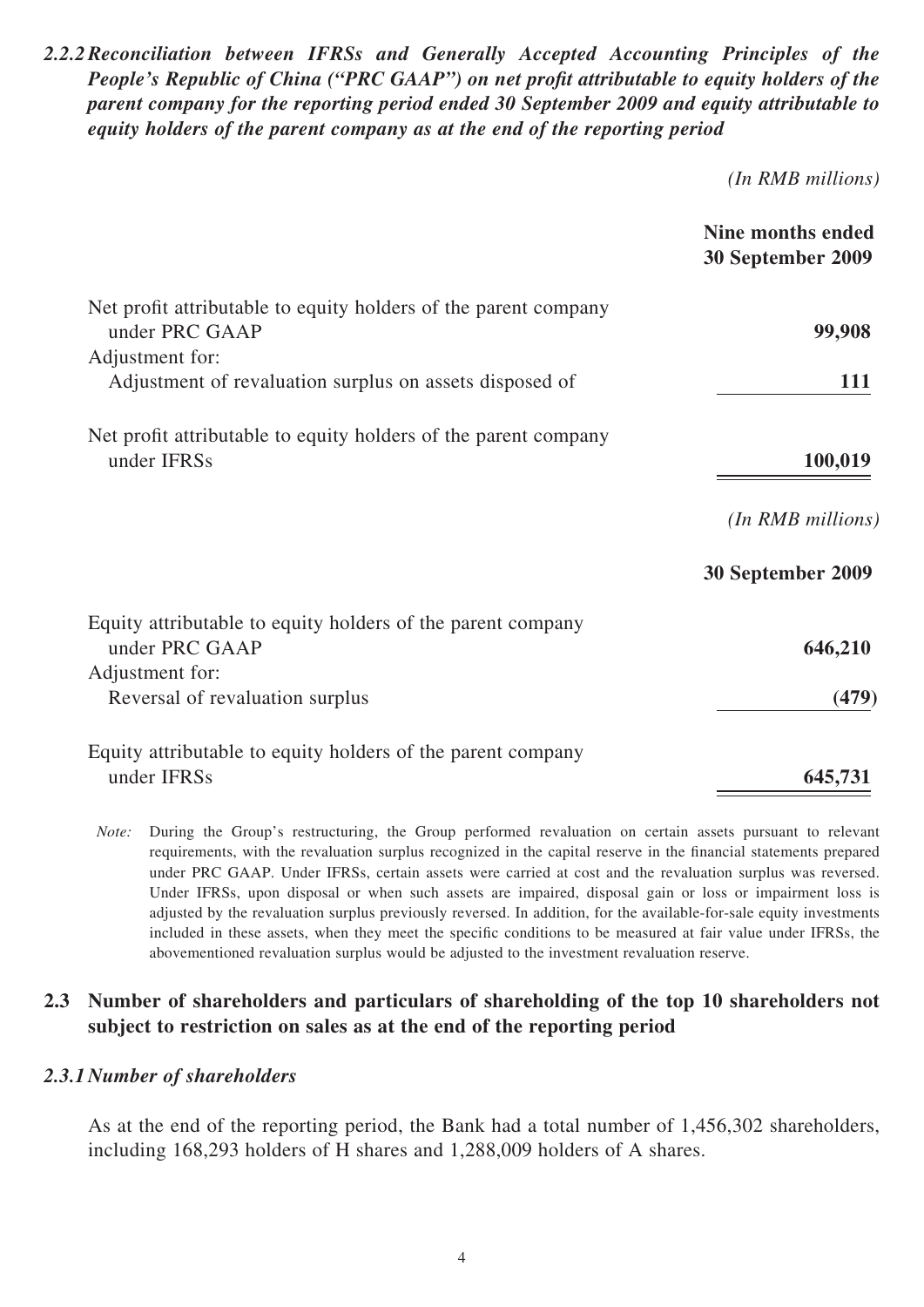### *2.2.2 Reconciliation between IFRSs and Generally Accepted Accounting Principles of the People's Republic of China ("PRC GAAP") on net profit attributable to equity holders of the parent company for the reporting period ended 30 September 2009 and equity attributable to equity holders of the parent company as at the end of the reporting period*

*(In RMB millions)*

| | Nine months ended 30 September 2009 |
|---|---|
| Net profit attributable to equity holders of the parent company under PRC GAAP | **99,908** |
| Adjustment for: | |
| Adjustment of revaluation surplus on assets disposed of | **111** |
| Net profit attributable to equity holders of the parent company under IFRSs | **100,019** |

*(In RMB millions)*

| | 30 September 2009 |
|---|---|
| Equity attributable to equity holders of the parent company under PRC GAAP | **646,210** |
| Adjustment for: | |
| Reversal of revaluation surplus | **(479)** |
| Equity attributable to equity holders of the parent company under IFRSs | **645,731** |

*Note:* During the Group's restructuring, the Group performed revaluation on certain assets pursuant to relevant requirements, with the revaluation surplus recognized in the capital reserve in the financial statements prepared under PRC GAAP. Under IFRSs, certain assets were carried at cost and the revaluation surplus was reversed. Under IFRSs, upon disposal or when such assets are impaired, disposal gain or loss or impairment loss is adjusted by the revaluation surplus previously reversed. In addition, for the available-for-sale equity investments included in these assets, when they meet the specific conditions to be measured at fair value under IFRSs, the abovementioned revaluation surplus would be adjusted to the investment revaluation reserve.

## 2.3 Number of shareholders and particulars of shareholding of the top 10 shareholders not subject to restriction on sales as at the end of the reporting period

### *2.3.1 Number of shareholders*

As at the end of the reporting period, the Bank had a total number of 1,456,302 shareholders, including 168,293 holders of H shares and 1,288,009 holders of A shares.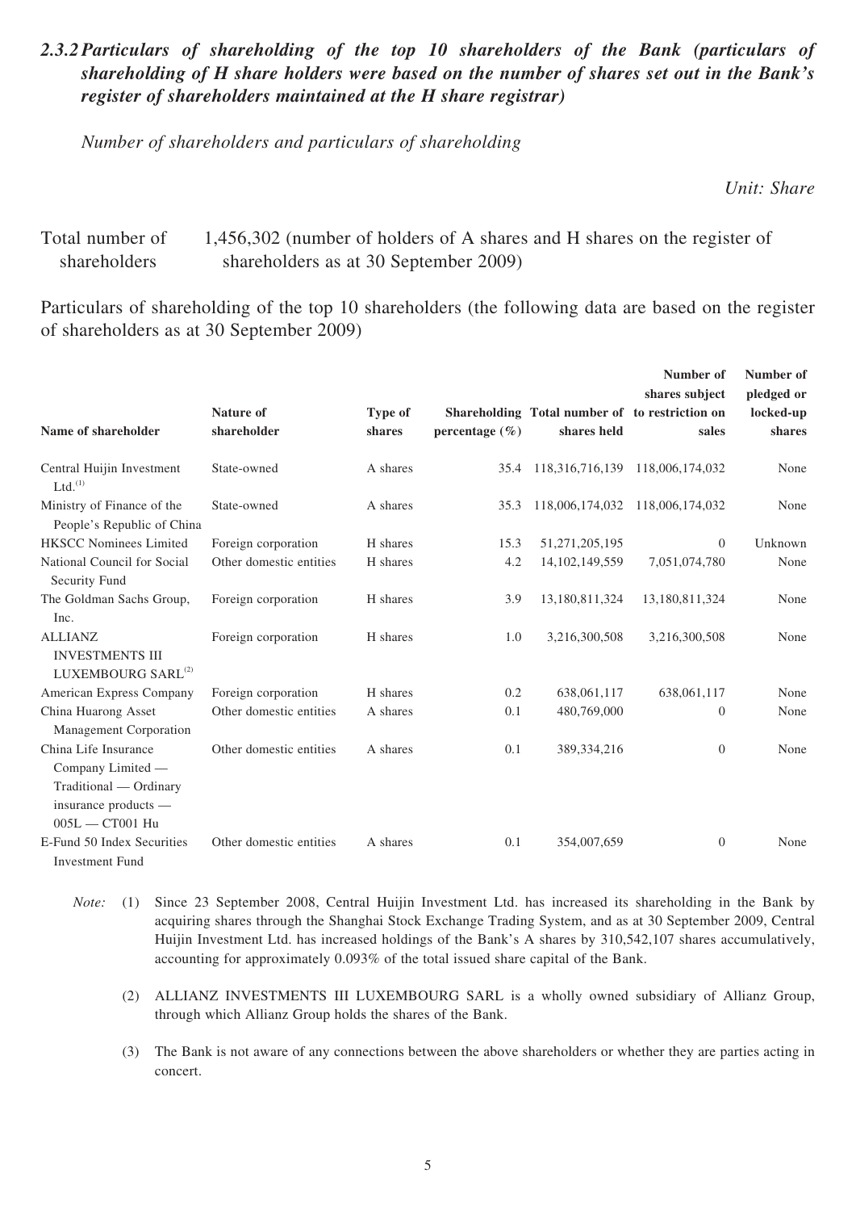### *2.3.2 Particulars of shareholding of the top 10 shareholders of the Bank (particulars of shareholding of H share holders were based on the number of shares set out in the Bank's register of shareholders maintained at the H share registrar)*

*Number of shareholders and particulars of shareholding*

*Unit: Share*

Total number of shareholders — 1,456,302 (number of holders of A shares and H shares on the register of shareholders as at 30 September 2009)

Particulars of shareholding of the top 10 shareholders (the following data are based on the register of shareholders as at 30 September 2009)

| Name of shareholder | Nature of shareholder | Type of shares | Shareholding percentage (%) | Total number of shares held | Number of shares subject to restriction on sales | Number of pledged or locked-up shares |
|---|---|---|---|---|---|---|
| Central Huijin Investment Ltd.[(1)] | State-owned | A shares | 35.4 | 118,316,716,139 | 118,006,174,032 | None |
| Ministry of Finance of the People's Republic of China | State-owned | A shares | 35.3 | 118,006,174,032 | 118,006,174,032 | None |
| HKSCC Nominees Limited | Foreign corporation | H shares | 15.3 | 51,271,205,195 | 0 | Unknown |
| National Council for Social Security Fund | Other domestic entities | H shares | 4.2 | 14,102,149,559 | 7,051,074,780 | None |
| The Goldman Sachs Group, Inc. | Foreign corporation | H shares | 3.9 | 13,180,811,324 | 13,180,811,324 | None |
| ALLIANZ INVESTMENTS III LUXEMBOURG SARL[(2)] | Foreign corporation | H shares | 1.0 | 3,216,300,508 | 3,216,300,508 | None |
| American Express Company | Foreign corporation | H shares | 0.2 | 638,061,117 | 638,061,117 | None |
| China Huarong Asset Management Corporation | Other domestic entities | A shares | 0.1 | 480,769,000 | 0 | None |
| China Life Insurance Company Limited — Traditional — Ordinary insurance products — 005L — CT001 Hu | Other domestic entities | A shares | 0.1 | 389,334,216 | 0 | None |
| E-Fund 50 Index Securities Investment Fund | Other domestic entities | A shares | 0.1 | 354,007,659 | 0 | None |

*Note:* (1) Since 23 September 2008, Central Huijin Investment Ltd. has increased its shareholding in the Bank by acquiring shares through the Shanghai Stock Exchange Trading System, and as at 30 September 2009, Central Huijin Investment Ltd. has increased holdings of the Bank's A shares by 310,542,107 shares accumulatively, accounting for approximately 0.093% of the total issued share capital of the Bank.

(2) ALLIANZ INVESTMENTS III LUXEMBOURG SARL is a wholly owned subsidiary of Allianz Group, through which Allianz Group holds the shares of the Bank.

(3) The Bank is not aware of any connections between the above shareholders or whether they are parties acting in concert.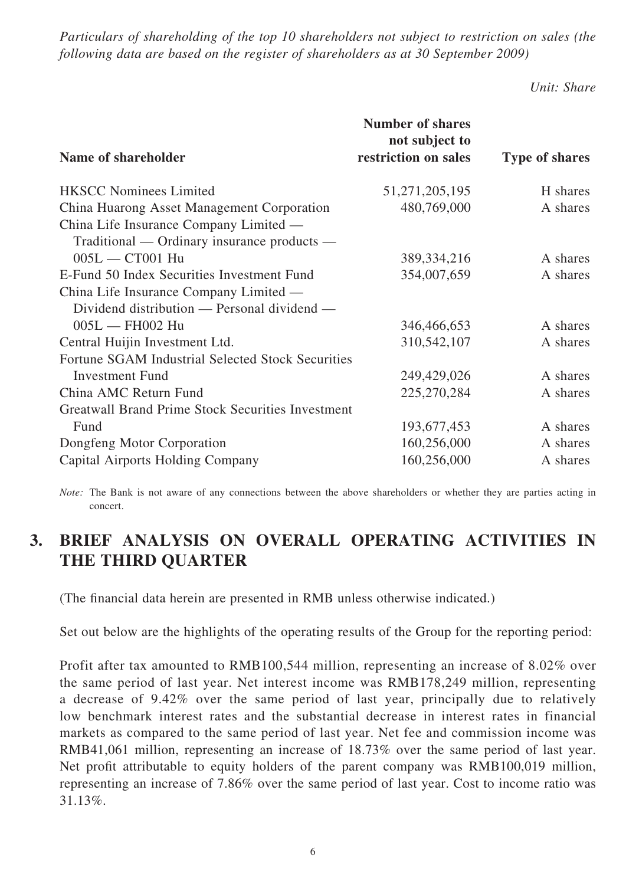*Particulars of shareholding of the top 10 shareholders not subject to restriction on sales (the following data are based on the register of shareholders as at 30 September 2009)*

*Unit: Share*

| Name of shareholder | Number of shares not subject to restriction on sales | Type of shares |
|---|---:|---:|
| HKSCC Nominees Limited | 51,271,205,195 | H shares |
| China Huarong Asset Management Corporation | 480,769,000 | A shares |
| China Life Insurance Company Limited — Traditional — Ordinary insurance products — 005L — CT001 Hu | 389,334,216 | A shares |
| E-Fund 50 Index Securities Investment Fund | 354,007,659 | A shares |
| China Life Insurance Company Limited — Dividend distribution — Personal dividend — 005L — FH002 Hu | 346,466,653 | A shares |
| Central Huijin Investment Ltd. | 310,542,107 | A shares |
| Fortune SGAM Industrial Selected Stock Securities Investment Fund | 249,429,026 | A shares |
| China AMC Return Fund | 225,270,284 | A shares |
| Greatwall Brand Prime Stock Securities Investment Fund | 193,677,453 | A shares |
| Dongfeng Motor Corporation | 160,256,000 | A shares |
| Capital Airports Holding Company | 160,256,000 | A shares |

*Note:* The Bank is not aware of any connections between the above shareholders or whether they are parties acting in concert.

## 3. BRIEF ANALYSIS ON OVERALL OPERATING ACTIVITIES IN THE THIRD QUARTER

(The financial data herein are presented in RMB unless otherwise indicated.)

Set out below are the highlights of the operating results of the Group for the reporting period:

Profit after tax amounted to RMB100,544 million, representing an increase of 8.02% over the same period of last year. Net interest income was RMB178,249 million, representing a decrease of 9.42% over the same period of last year, principally due to relatively low benchmark interest rates and the substantial decrease in interest rates in financial markets as compared to the same period of last year. Net fee and commission income was RMB41,061 million, representing an increase of 18.73% over the same period of last year. Net profit attributable to equity holders of the parent company was RMB100,019 million, representing an increase of 7.86% over the same period of last year. Cost to income ratio was 31.13%.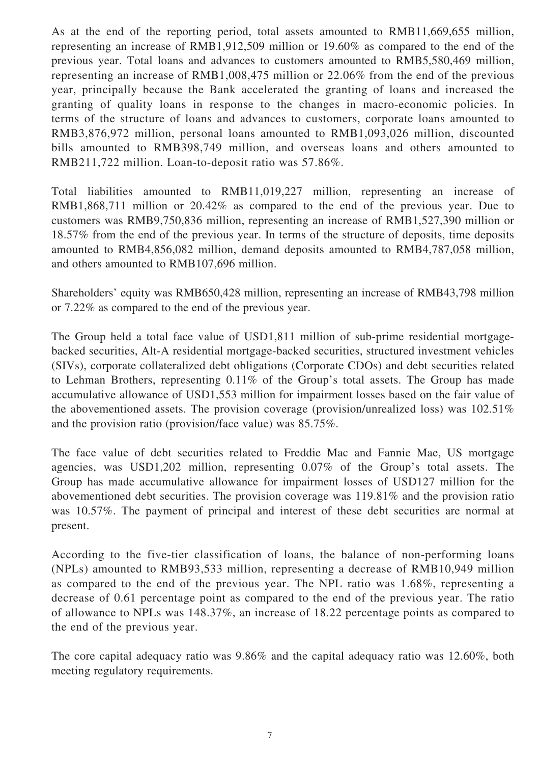As at the end of the reporting period, total assets amounted to RMB11,669,655 million, representing an increase of RMB1,912,509 million or 19.60% as compared to the end of the previous year. Total loans and advances to customers amounted to RMB5,580,469 million, representing an increase of RMB1,008,475 million or 22.06% from the end of the previous year, principally because the Bank accelerated the granting of loans and increased the granting of quality loans in response to the changes in macro-economic policies. In terms of the structure of loans and advances to customers, corporate loans amounted to RMB3,876,972 million, personal loans amounted to RMB1,093,026 million, discounted bills amounted to RMB398,749 million, and overseas loans and others amounted to RMB211,722 million. Loan-to-deposit ratio was 57.86%.

Total liabilities amounted to RMB11,019,227 million, representing an increase of RMB1,868,711 million or 20.42% as compared to the end of the previous year. Due to customers was RMB9,750,836 million, representing an increase of RMB1,527,390 million or 18.57% from the end of the previous year. In terms of the structure of deposits, time deposits amounted to RMB4,856,082 million, demand deposits amounted to RMB4,787,058 million, and others amounted to RMB107,696 million.

Shareholders' equity was RMB650,428 million, representing an increase of RMB43,798 million or 7.22% as compared to the end of the previous year.

The Group held a total face value of USD1,811 million of sub-prime residential mortgage-backed securities, Alt-A residential mortgage-backed securities, structured investment vehicles (SIVs), corporate collateralized debt obligations (Corporate CDOs) and debt securities related to Lehman Brothers, representing 0.11% of the Group's total assets. The Group has made accumulative allowance of USD1,553 million for impairment losses based on the fair value of the abovementioned assets. The provision coverage (provision/unrealized loss) was 102.51% and the provision ratio (provision/face value) was 85.75%.

The face value of debt securities related to Freddie Mac and Fannie Mae, US mortgage agencies, was USD1,202 million, representing 0.07% of the Group's total assets. The Group has made accumulative allowance for impairment losses of USD127 million for the abovementioned debt securities. The provision coverage was 119.81% and the provision ratio was 10.57%. The payment of principal and interest of these debt securities are normal at present.

According to the five-tier classification of loans, the balance of non-performing loans (NPLs) amounted to RMB93,533 million, representing a decrease of RMB10,949 million as compared to the end of the previous year. The NPL ratio was 1.68%, representing a decrease of 0.61 percentage point as compared to the end of the previous year. The ratio of allowance to NPLs was 148.37%, an increase of 18.22 percentage points as compared to the end of the previous year.

The core capital adequacy ratio was 9.86% and the capital adequacy ratio was 12.60%, both meeting regulatory requirements.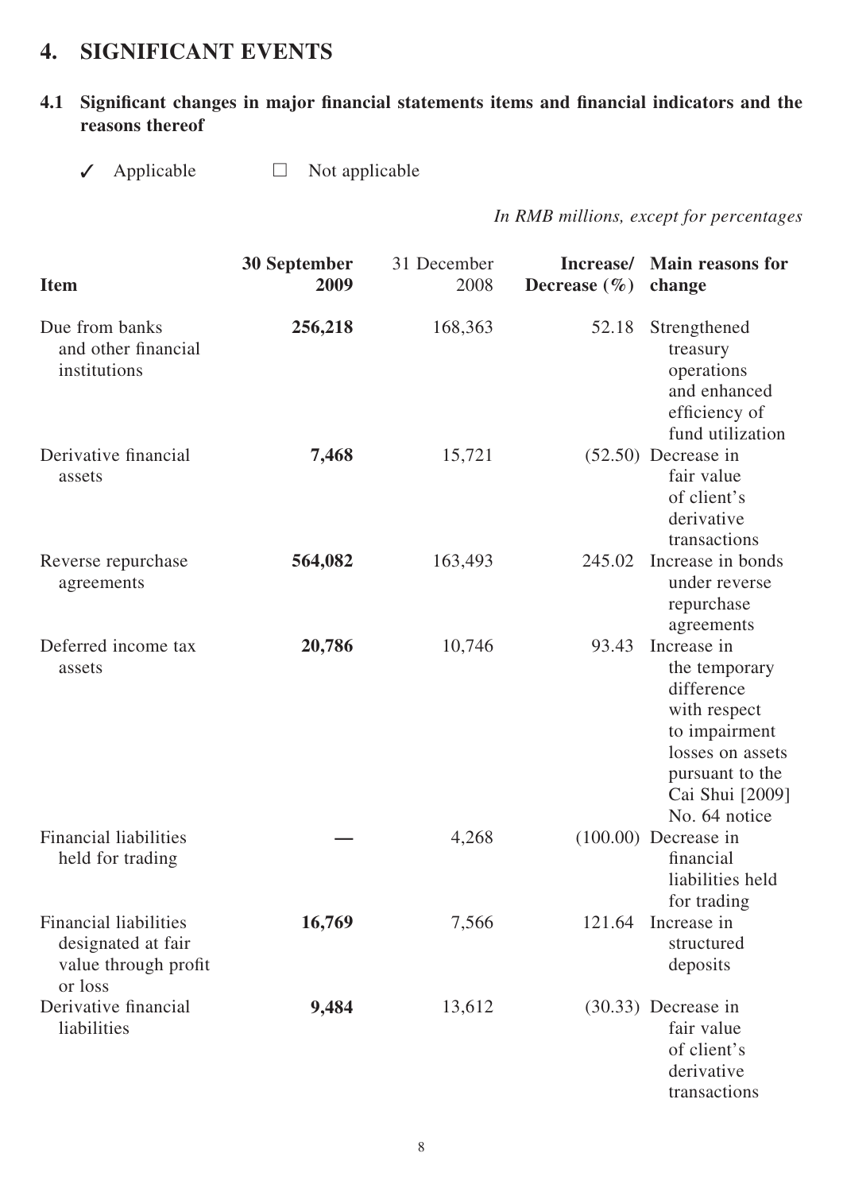# 4. SIGNIFICANT EVENTS

## 4.1 Significant changes in major financial statements items and financial indicators and the reasons thereof

✓ Applicable ☐ Not applicable

*In RMB millions, except for percentages*

| Item | 30 September 2009 | 31 December 2008 | Increase/ Decrease (%) | Main reasons for change |
|---|---|---|---|---|
| Due from banks and other financial institutions | **256,218** | 168,363 | 52.18 | Strengthened treasury operations and enhanced efficiency of fund utilization |
| Derivative financial assets | **7,468** | 15,721 | (52.50) | Decrease in fair value of client's derivative transactions |
| Reverse repurchase agreements | **564,082** | 163,493 | 245.02 | Increase in bonds under reverse repurchase agreements |
| Deferred income tax assets | **20,786** | 10,746 | 93.43 | Increase in the temporary difference with respect to impairment losses on assets pursuant to the Cai Shui [2009] No. 64 notice |
| Financial liabilities held for trading | **—** | 4,268 | (100.00) | Decrease in financial liabilities held for trading |
| Financial liabilities designated at fair value through profit or loss | **16,769** | 7,566 | 121.64 | Increase in structured deposits |
| Derivative financial liabilities | **9,484** | 13,612 | (30.33) | Decrease in fair value of client's derivative transactions |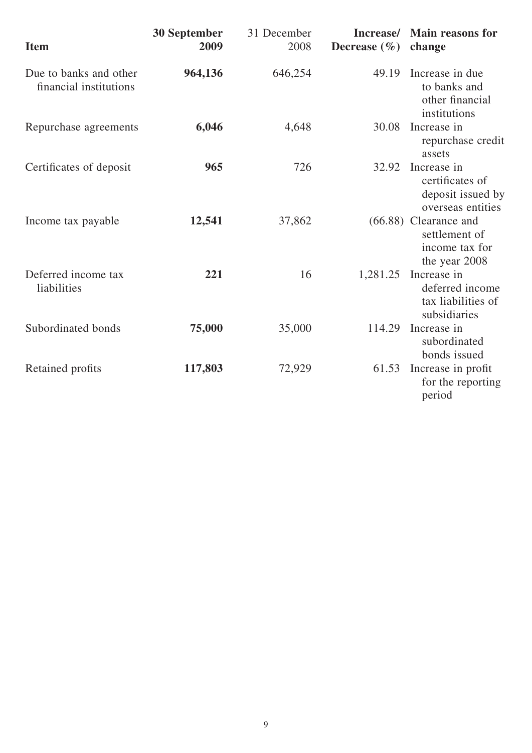| Item | 30 September 2009 | 31 December 2008 | Increase/ Decrease (%) | Main reasons for change |
|---|---|---|---|---|
| Due to banks and other financial institutions | **964,136** | 646,254 | 49.19 | Increase in due to banks and other financial institutions |
| Repurchase agreements | **6,046** | 4,648 | 30.08 | Increase in repurchase credit assets |
| Certificates of deposit | **965** | 726 | 32.92 | Increase in certificates of deposit issued by overseas entities |
| Income tax payable | **12,541** | 37,862 | (66.88) | Clearance and settlement of income tax for the year 2008 |
| Deferred income tax liabilities | **221** | 16 | 1,281.25 | Increase in deferred income tax liabilities of subsidiaries |
| Subordinated bonds | **75,000** | 35,000 | 114.29 | Increase in subordinated bonds issued |
| Retained profits | **117,803** | 72,929 | 61.53 | Increase in profit for the reporting period |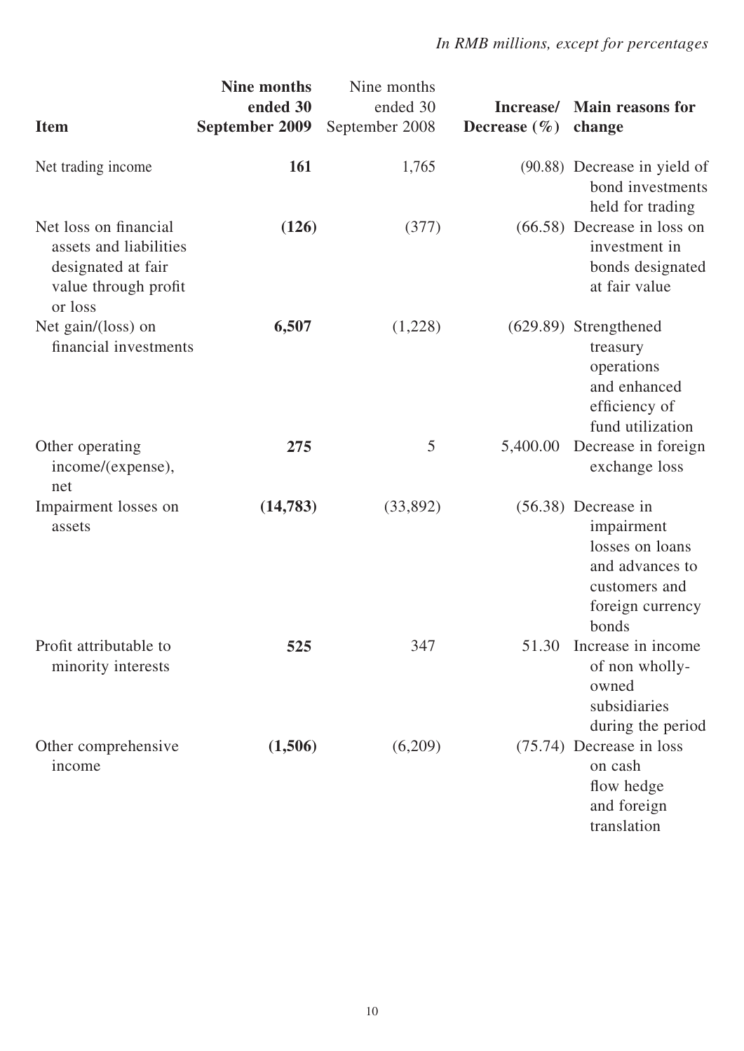*In RMB millions, except for percentages*

| Item | **Nine months ended 30 September 2009** | Nine months ended 30 September 2008 | **Increase/ Decrease (%)** | **Main reasons for change** |
|---|---|---|---|---|
| Net trading income | **161** | 1,765 | (90.88) | Decrease in yield of bond investments held for trading |
| Net loss on financial assets and liabilities designated at fair value through profit or loss | **(126)** | (377) | (66.58) | Decrease in loss on investment in bonds designated at fair value |
| Net gain/(loss) on financial investments | **6,507** | (1,228) | (629.89) | Strengthened treasury operations and enhanced efficiency of fund utilization |
| Other operating income/(expense), net | **275** | 5 | 5,400.00 | Decrease in foreign exchange loss |
| Impairment losses on assets | **(14,783)** | (33,892) | (56.38) | Decrease in impairment losses on loans and advances to customers and foreign currency bonds |
| Profit attributable to minority interests | **525** | 347 | 51.30 | Increase in income of non wholly-owned subsidiaries during the period |
| Other comprehensive income | **(1,506)** | (6,209) | (75.74) | Decrease in loss on cash flow hedge and foreign translation |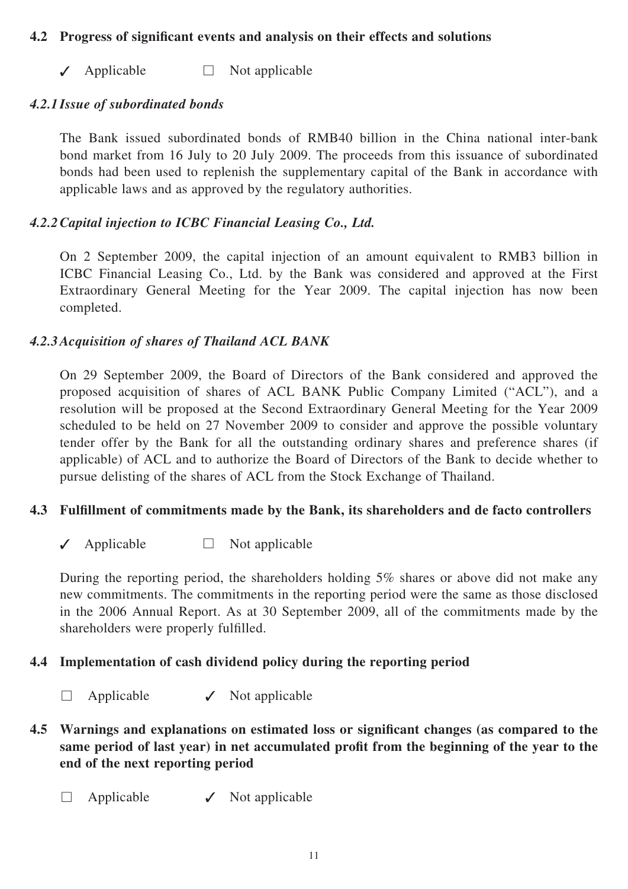### 4.2 Progress of significant events and analysis on their effects and solutions

✓ Applicable ☐ Not applicable

#### *4.2.1 Issue of subordinated bonds*

The Bank issued subordinated bonds of RMB40 billion in the China national inter-bank bond market from 16 July to 20 July 2009. The proceeds from this issuance of subordinated bonds had been used to replenish the supplementary capital of the Bank in accordance with applicable laws and as approved by the regulatory authorities.

#### *4.2.2 Capital injection to ICBC Financial Leasing Co., Ltd.*

On 2 September 2009, the capital injection of an amount equivalent to RMB3 billion in ICBC Financial Leasing Co., Ltd. by the Bank was considered and approved at the First Extraordinary General Meeting for the Year 2009. The capital injection has now been completed.

#### *4.2.3 Acquisition of shares of Thailand ACL BANK*

On 29 September 2009, the Board of Directors of the Bank considered and approved the proposed acquisition of shares of ACL BANK Public Company Limited ("ACL"), and a resolution will be proposed at the Second Extraordinary General Meeting for the Year 2009 scheduled to be held on 27 November 2009 to consider and approve the possible voluntary tender offer by the Bank for all the outstanding ordinary shares and preference shares (if applicable) of ACL and to authorize the Board of Directors of the Bank to decide whether to pursue delisting of the shares of ACL from the Stock Exchange of Thailand.

### 4.3 Fulfillment of commitments made by the Bank, its shareholders and de facto controllers

✓ Applicable ☐ Not applicable

During the reporting period, the shareholders holding 5% shares or above did not make any new commitments. The commitments in the reporting period were the same as those disclosed in the 2006 Annual Report. As at 30 September 2009, all of the commitments made by the shareholders were properly fulfilled.

### 4.4 Implementation of cash dividend policy during the reporting period

☐ Applicable ✓ Not applicable

### 4.5 Warnings and explanations on estimated loss or significant changes (as compared to the same period of last year) in net accumulated profit from the beginning of the year to the end of the next reporting period

☐ Applicable ✓ Not applicable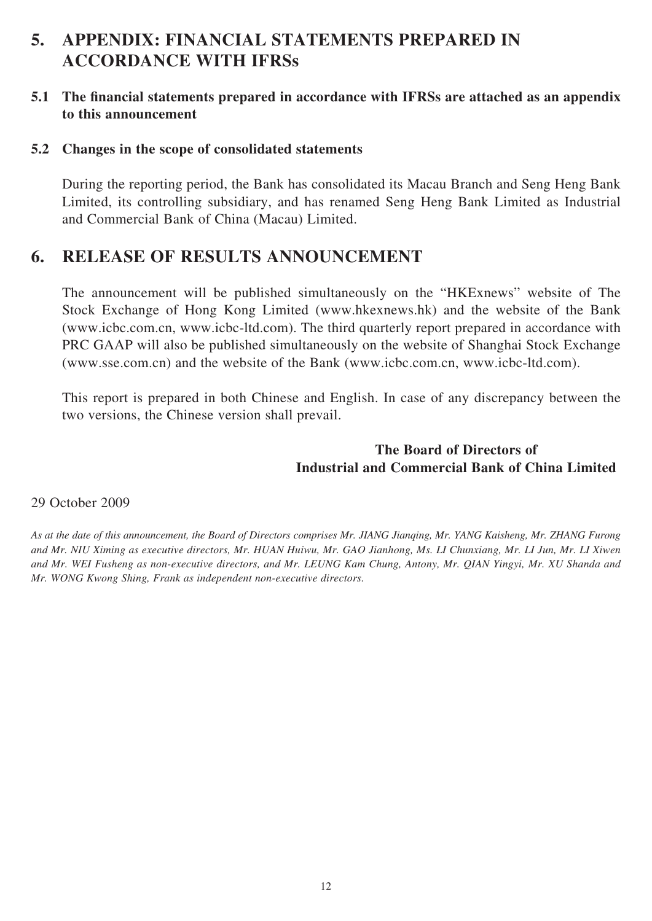## 5. APPENDIX: FINANCIAL STATEMENTS PREPARED IN ACCORDANCE WITH IFRSs

### 5.1 The financial statements prepared in accordance with IFRSs are attached as an appendix to this announcement

### 5.2 Changes in the scope of consolidated statements

During the reporting period, the Bank has consolidated its Macau Branch and Seng Heng Bank Limited, its controlling subsidiary, and has renamed Seng Heng Bank Limited as Industrial and Commercial Bank of China (Macau) Limited.

## 6. RELEASE OF RESULTS ANNOUNCEMENT

The announcement will be published simultaneously on the "HKExnews" website of The Stock Exchange of Hong Kong Limited (www.hkexnews.hk) and the website of the Bank (www.icbc.com.cn, www.icbc-ltd.com). The third quarterly report prepared in accordance with PRC GAAP will also be published simultaneously on the website of Shanghai Stock Exchange (www.sse.com.cn) and the website of the Bank (www.icbc.com.cn, www.icbc-ltd.com).

This report is prepared in both Chinese and English. In case of any discrepancy between the two versions, the Chinese version shall prevail.

**The Board of Directors of**
**Industrial and Commercial Bank of China Limited**

29 October 2009

*As at the date of this announcement, the Board of Directors comprises Mr. JIANG Jianqing, Mr. YANG Kaisheng, Mr. ZHANG Furong and Mr. NIU Ximing as executive directors, Mr. HUAN Huiwu, Mr. GAO Jianhong, Ms. LI Chunxiang, Mr. LI Jun, Mr. LI Xiwen and Mr. WEI Fusheng as non-executive directors, and Mr. LEUNG Kam Chung, Antony, Mr. QIAN Yingyi, Mr. XU Shanda and Mr. WONG Kwong Shing, Frank as independent non-executive directors.*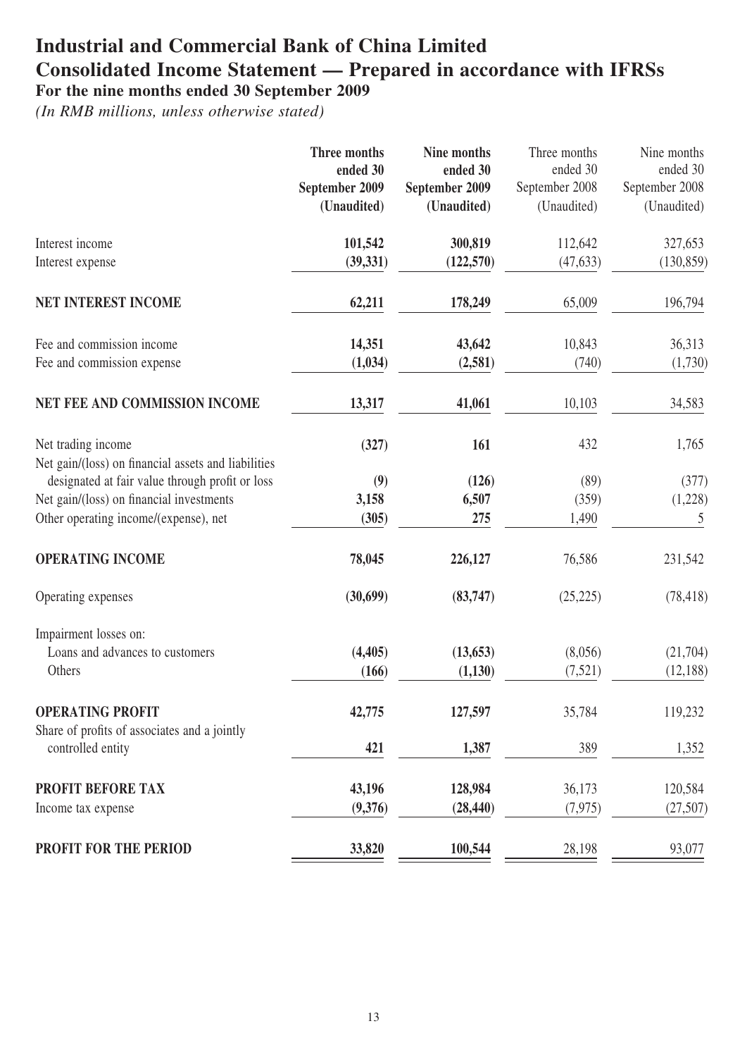# Industrial and Commercial Bank of China Limited
# Consolidated Income Statement — Prepared in accordance with IFRSs
## For the nine months ended 30 September 2009

*(In RMB millions, unless otherwise stated)*

| | **Three months ended 30 September 2009 (Unaudited)** | **Nine months ended 30 September 2009 (Unaudited)** | Three months ended 30 September 2008 (Unaudited) | Nine months ended 30 September 2008 (Unaudited) |
|---|---|---|---|---|
| Interest income | **101,542** | **300,819** | 112,642 | 327,653 |
| Interest expense | **(39,331)** | **(122,570)** | (47,633) | (130,859) |
| **NET INTEREST INCOME** | **62,211** | **178,249** | 65,009 | 196,794 |
| Fee and commission income | **14,351** | **43,642** | 10,843 | 36,313 |
| Fee and commission expense | **(1,034)** | **(2,581)** | (740) | (1,730) |
| **NET FEE AND COMMISSION INCOME** | **13,317** | **41,061** | 10,103 | 34,583 |
| Net trading income | **(327)** | **161** | 432 | 1,765 |
| Net gain/(loss) on financial assets and liabilities designated at fair value through profit or loss | **(9)** | **(126)** | (89) | (377) |
| Net gain/(loss) on financial investments | **3,158** | **6,507** | (359) | (1,228) |
| Other operating income/(expense), net | **(305)** | **275** | 1,490 | 5 |
| **OPERATING INCOME** | **78,045** | **226,127** | 76,586 | 231,542 |
| Operating expenses | **(30,699)** | **(83,747)** | (25,225) | (78,418) |
| Impairment losses on: | | | | |
| Loans and advances to customers | **(4,405)** | **(13,653)** | (8,056) | (21,704) |
| Others | **(166)** | **(1,130)** | (7,521) | (12,188) |
| **OPERATING PROFIT** | **42,775** | **127,597** | 35,784 | 119,232 |
| Share of profits of associates and a jointly controlled entity | **421** | **1,387** | 389 | 1,352 |
| **PROFIT BEFORE TAX** | **43,196** | **128,984** | 36,173 | 120,584 |
| Income tax expense | **(9,376)** | **(28,440)** | (7,975) | (27,507) |
| **PROFIT FOR THE PERIOD** | **33,820** | **100,544** | 28,198 | 93,077 |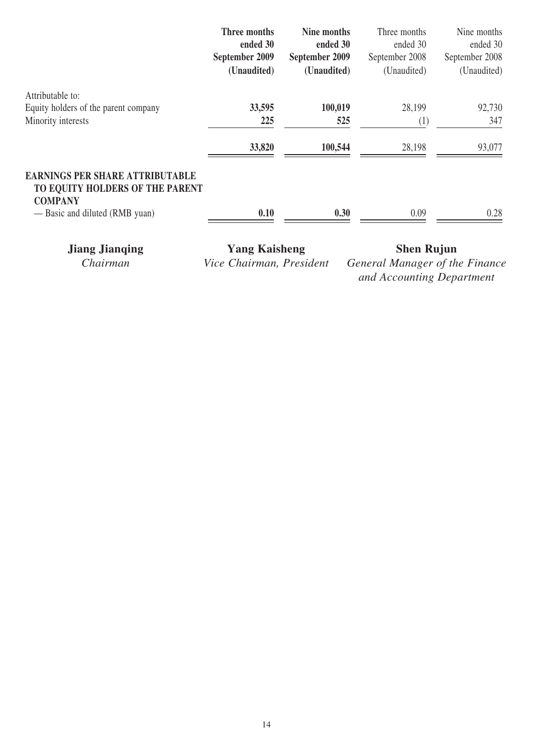| | **Three months ended 30 September 2009 (Unaudited)** | **Nine months ended 30 September 2009 (Unaudited)** | Three months ended 30 September 2008 (Unaudited) | Nine months ended 30 September 2008 (Unaudited) |
|---|---|---|---|---|
| Attributable to: | | | | |
| Equity holders of the parent company | **33,595** | **100,019** | 28,199 | 92,730 |
| Minority interests | **225** | **525** | (1) | 347 |
| | **33,820** | **100,544** | 28,198 | 93,077 |
| **EARNINGS PER SHARE ATTRIBUTABLE TO EQUITY HOLDERS OF THE PARENT COMPANY** | | | | |
| — Basic and diluted (RMB yuan) | **0.10** | **0.30** | 0.09 | 0.28 |

**Jiang Jianqing**
*Chairman*

**Yang Kaisheng**
*Vice Chairman, President*

**Shen Rujun**
*General Manager of the Finance and Accounting Department*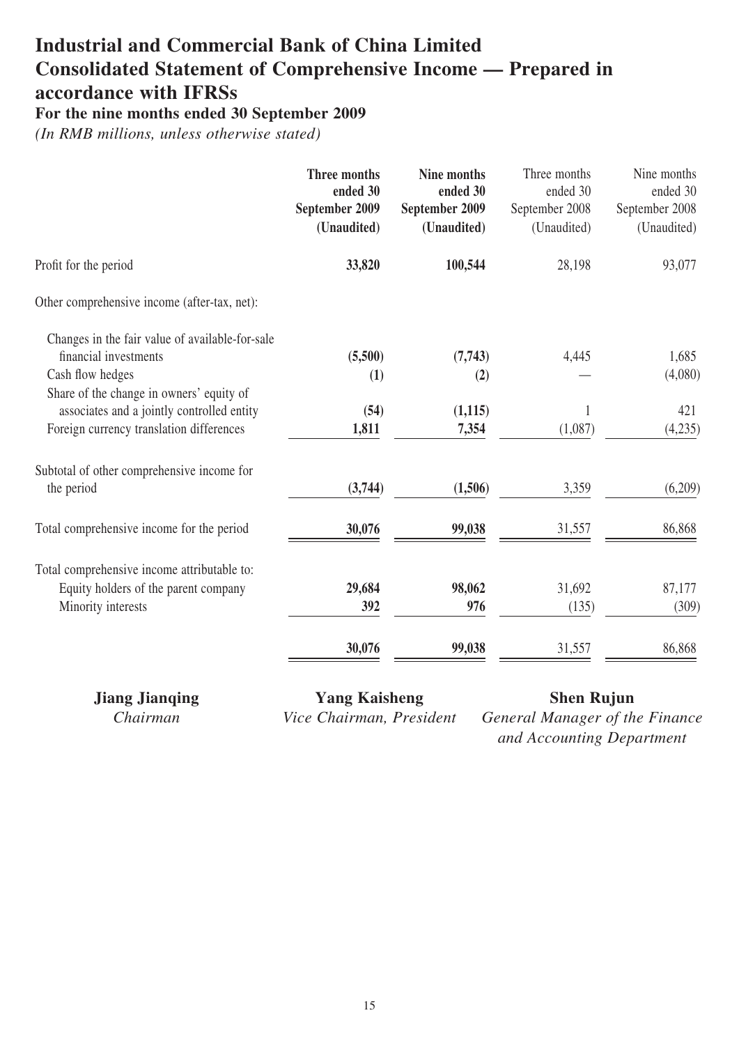# Industrial and Commercial Bank of China Limited
# Consolidated Statement of Comprehensive Income — Prepared in accordance with IFRSs

## For the nine months ended 30 September 2009

*(In RMB millions, unless otherwise stated)*

| | **Three months ended 30 September 2009 (Unaudited)** | **Nine months ended 30 September 2009 (Unaudited)** | Three months ended 30 September 2008 (Unaudited) | Nine months ended 30 September 2008 (Unaudited) |
|---|---|---|---|---|
| Profit for the period | **33,820** | **100,544** | 28,198 | 93,077 |
| Other comprehensive income (after-tax, net): | | | | |
| Changes in the fair value of available-for-sale financial investments | **(5,500)** | **(7,743)** | 4,445 | 1,685 |
| Cash flow hedges | **(1)** | **(2)** | — | (4,080) |
| Share of the change in owners' equity of associates and a jointly controlled entity | **(54)** | **(1,115)** | 1 | 421 |
| Foreign currency translation differences | **1,811** | **7,354** | (1,087) | (4,235) |
| Subtotal of other comprehensive income for the period | **(3,744)** | **(1,506)** | 3,359 | (6,209) |
| Total comprehensive income for the period | **30,076** | **99,038** | 31,557 | 86,868 |
| Total comprehensive income attributable to: | | | | |
| Equity holders of the parent company | **29,684** | **98,062** | 31,692 | 87,177 |
| Minority interests | **392** | **976** | (135) | (309) |
| | **30,076** | **99,038** | 31,557 | 86,868 |

**Jiang Jianqing**
*Chairman*

**Yang Kaisheng**
*Vice Chairman, President*

**Shen Rujun**
*General Manager of the Finance and Accounting Department*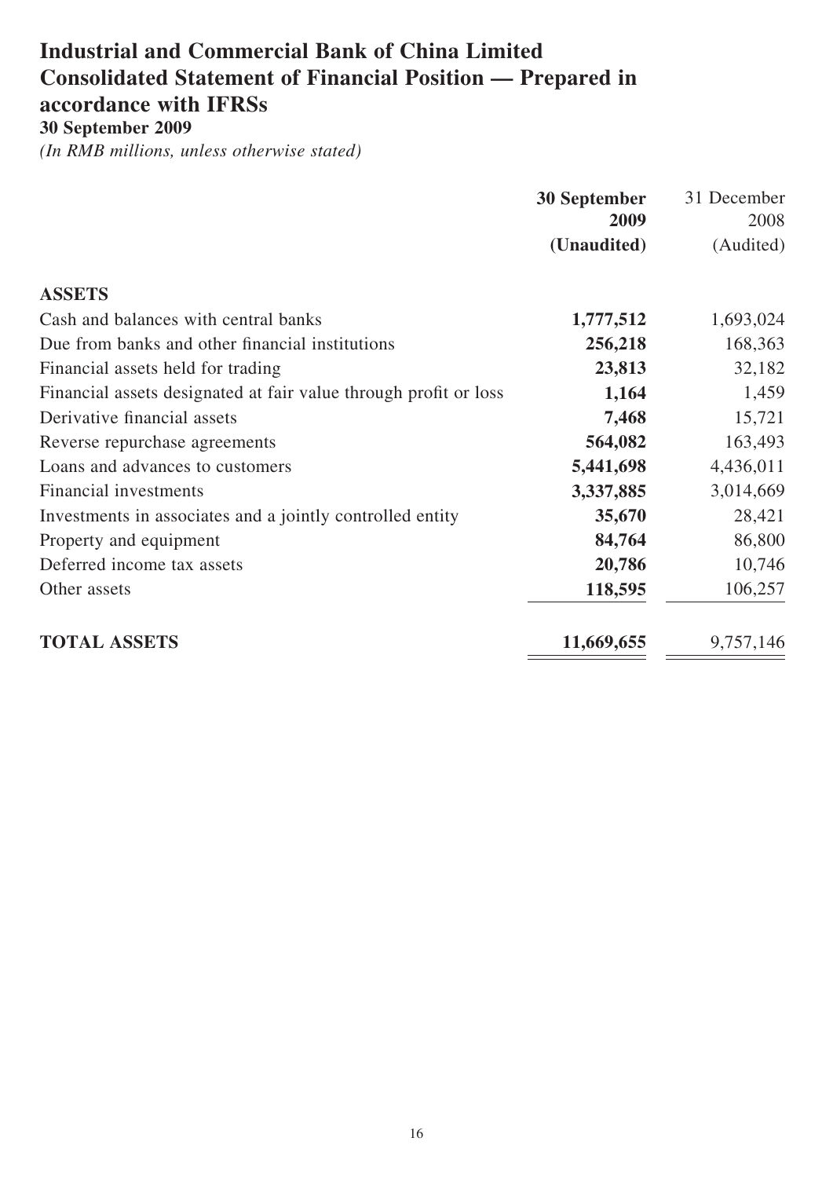# Industrial and Commercial Bank of China Limited
# Consolidated Statement of Financial Position — Prepared in accordance with IFRSs

**30 September 2009**

*(In RMB millions, unless otherwise stated)*

| | **30 September 2009 (Unaudited)** | 31 December 2008 (Audited) |
|---|---|---|
| **ASSETS** | | |
| Cash and balances with central banks | **1,777,512** | 1,693,024 |
| Due from banks and other financial institutions | **256,218** | 168,363 |
| Financial assets held for trading | **23,813** | 32,182 |
| Financial assets designated at fair value through profit or loss | **1,164** | 1,459 |
| Derivative financial assets | **7,468** | 15,721 |
| Reverse repurchase agreements | **564,082** | 163,493 |
| Loans and advances to customers | **5,441,698** | 4,436,011 |
| Financial investments | **3,337,885** | 3,014,669 |
| Investments in associates and a jointly controlled entity | **35,670** | 28,421 |
| Property and equipment | **84,764** | 86,800 |
| Deferred income tax assets | **20,786** | 10,746 |
| Other assets | **118,595** | 106,257 |
| **TOTAL ASSETS** | **11,669,655** | 9,757,146 |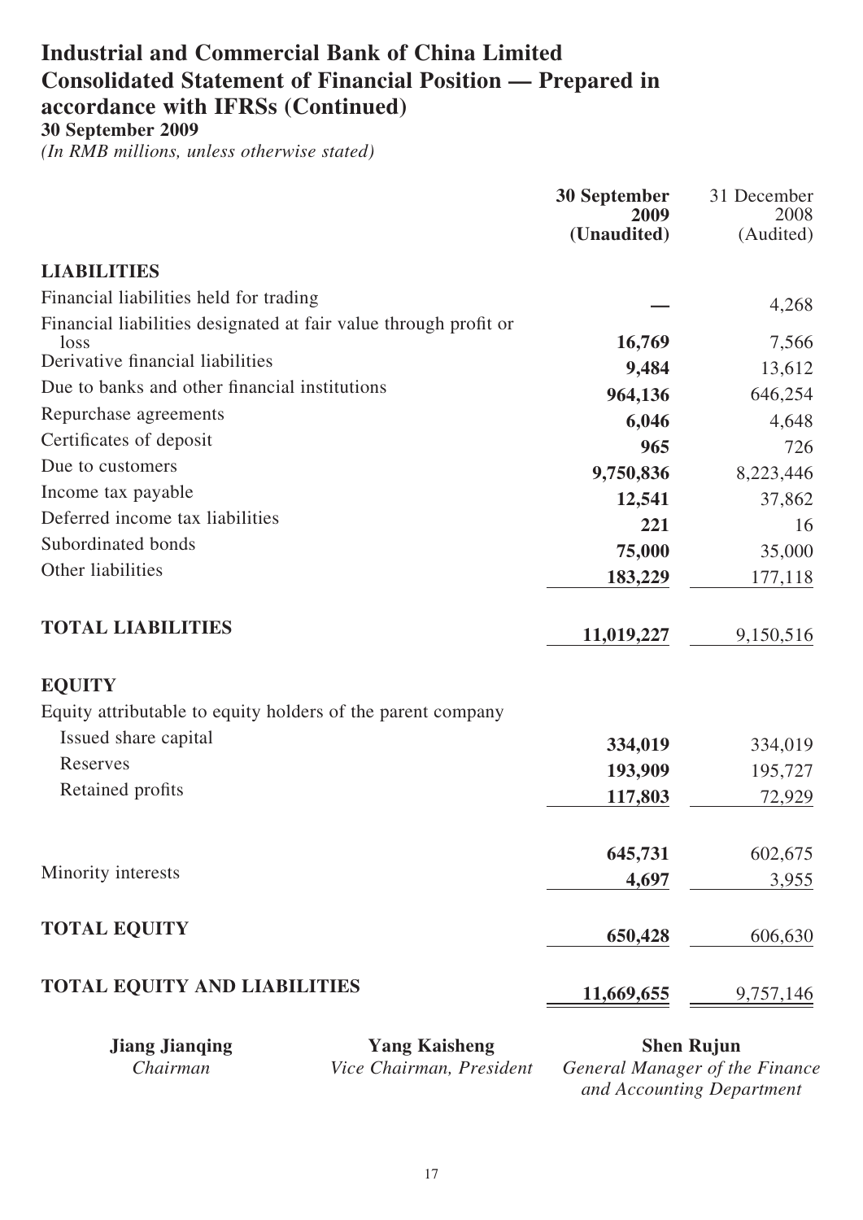# Industrial and Commercial Bank of China Limited
# Consolidated Statement of Financial Position — Prepared in accordance with IFRSs (Continued)

**30 September 2009**

*(In RMB millions, unless otherwise stated)*

| | **30 September 2009 (Unaudited)** | 31 December 2008 (Audited) |
|---|---|---|
| **LIABILITIES** | | |
| Financial liabilities held for trading | **—** | 4,268 |
| Financial liabilities designated at fair value through profit or loss | **16,769** | 7,566 |
| Derivative financial liabilities | **9,484** | 13,612 |
| Due to banks and other financial institutions | **964,136** | 646,254 |
| Repurchase agreements | **6,046** | 4,648 |
| Certificates of deposit | **965** | 726 |
| Due to customers | **9,750,836** | 8,223,446 |
| Income tax payable | **12,541** | 37,862 |
| Deferred income tax liabilities | **221** | 16 |
| Subordinated bonds | **75,000** | 35,000 |
| Other liabilities | **183,229** | 177,118 |
| **TOTAL LIABILITIES** | **11,019,227** | 9,150,516 |
| **EQUITY** | | |
| Equity attributable to equity holders of the parent company | | |
| Issued share capital | **334,019** | 334,019 |
| Reserves | **193,909** | 195,727 |
| Retained profits | **117,803** | 72,929 |
| | **645,731** | 602,675 |
| Minority interests | **4,697** | 3,955 |
| **TOTAL EQUITY** | **650,428** | 606,630 |
| **TOTAL EQUITY AND LIABILITIES** | **11,669,655** | 9,757,146 |

| **Jiang Jianqing** | **Yang Kaisheng** | **Shen Rujun** |
|---|---|---|
| *Chairman* | *Vice Chairman, President* | *General Manager of the Finance and Accounting Department* |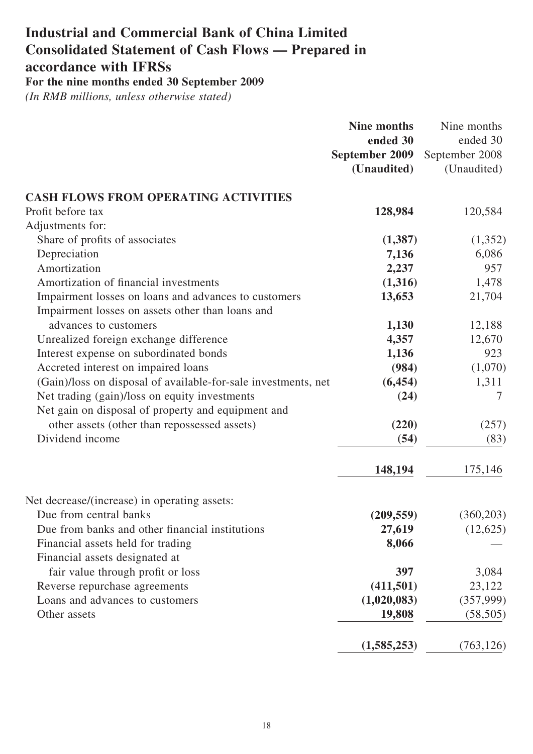# Industrial and Commercial Bank of China Limited
# Consolidated Statement of Cash Flows — Prepared in accordance with IFRSs

**For the nine months ended 30 September 2009**

*(In RMB millions, unless otherwise stated)*

| | **Nine months ended 30 September 2009 (Unaudited)** | Nine months ended 30 September 2008 (Unaudited) |
|---|---|---|
| **CASH FLOWS FROM OPERATING ACTIVITIES** | | |
| Profit before tax | **128,984** | 120,584 |
| Adjustments for: | | |
| Share of profits of associates | **(1,387)** | (1,352) |
| Depreciation | **7,136** | 6,086 |
| Amortization | **2,237** | 957 |
| Amortization of financial investments | **(1,316)** | 1,478 |
| Impairment losses on loans and advances to customers | **13,653** | 21,704 |
| Impairment losses on assets other than loans and advances to customers | **1,130** | 12,188 |
| Unrealized foreign exchange difference | **4,357** | 12,670 |
| Interest expense on subordinated bonds | **1,136** | 923 |
| Accreted interest on impaired loans | **(984)** | (1,070) |
| (Gain)/loss on disposal of available-for-sale investments, net | **(6,454)** | 1,311 |
| Net trading (gain)/loss on equity investments | **(24)** | 7 |
| Net gain on disposal of property and equipment and other assets (other than repossessed assets) | **(220)** | (257) |
| Dividend income | **(54)** | (83) |
| | **148,194** | 175,146 |
| Net decrease/(increase) in operating assets: | | |
| Due from central banks | **(209,559)** | (360,203) |
| Due from banks and other financial institutions | **27,619** | (12,625) |
| Financial assets held for trading | **8,066** | — |
| Financial assets designated at fair value through profit or loss | **397** | 3,084 |
| Reverse repurchase agreements | **(411,501)** | 23,122 |
| Loans and advances to customers | **(1,020,083)** | (357,999) |
| Other assets | **19,808** | (58,505) |
| | **(1,585,253)** | (763,126) |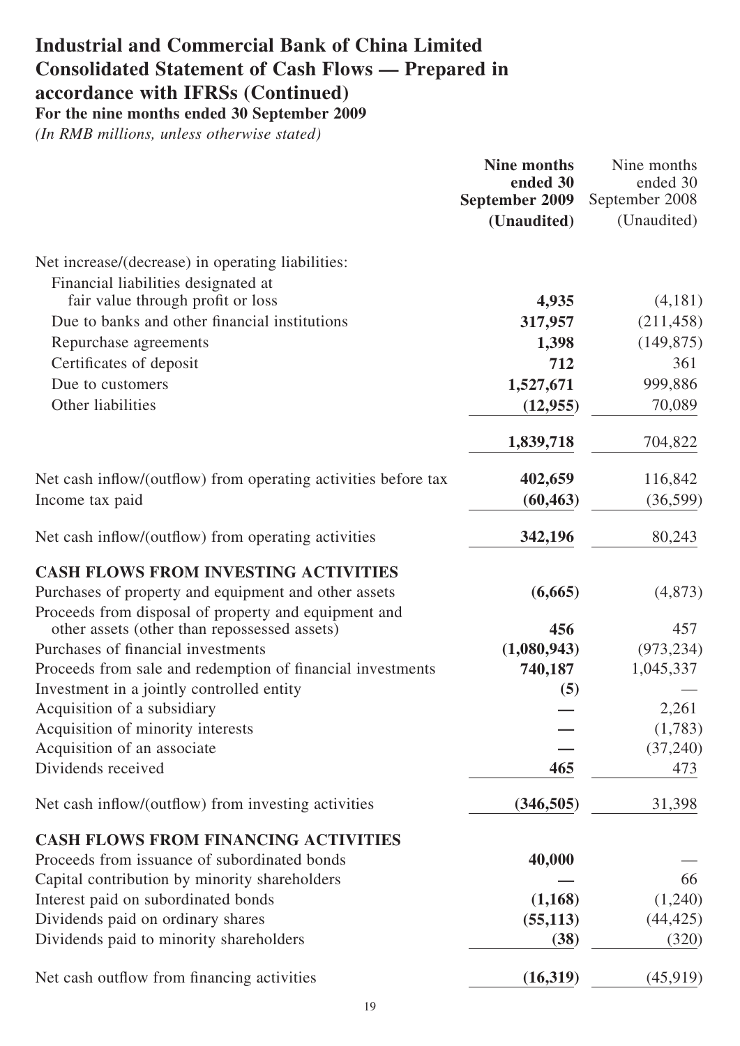# Industrial and Commercial Bank of China Limited
# Consolidated Statement of Cash Flows — Prepared in accordance with IFRSs (Continued)

**For the nine months ended 30 September 2009**

*(In RMB millions, unless otherwise stated)*

| | **Nine months ended 30 September 2009 (Unaudited)** | Nine months ended 30 September 2008 (Unaudited) |
|---|---|---|
| Net increase/(decrease) in operating liabilities: | | |
| Financial liabilities designated at fair value through profit or loss | **4,935** | (4,181) |
| Due to banks and other financial institutions | **317,957** | (211,458) |
| Repurchase agreements | **1,398** | (149,875) |
| Certificates of deposit | **712** | 361 |
| Due to customers | **1,527,671** | 999,886 |
| Other liabilities | **(12,955)** | 70,089 |
| | **1,839,718** | 704,822 |
| Net cash inflow/(outflow) from operating activities before tax | **402,659** | 116,842 |
| Income tax paid | **(60,463)** | (36,599) |
| Net cash inflow/(outflow) from operating activities | **342,196** | 80,243 |
| **CASH FLOWS FROM INVESTING ACTIVITIES** | | |
| Purchases of property and equipment and other assets | **(6,665)** | (4,873) |
| Proceeds from disposal of property and equipment and other assets (other than repossessed assets) | **456** | 457 |
| Purchases of financial investments | **(1,080,943)** | (973,234) |
| Proceeds from sale and redemption of financial investments | **740,187** | 1,045,337 |
| Investment in a jointly controlled entity | **(5)** | — |
| Acquisition of a subsidiary | **—** | 2,261 |
| Acquisition of minority interests | **—** | (1,783) |
| Acquisition of an associate | **—** | (37,240) |
| Dividends received | **465** | 473 |
| Net cash inflow/(outflow) from investing activities | **(346,505)** | 31,398 |
| **CASH FLOWS FROM FINANCING ACTIVITIES** | | |
| Proceeds from issuance of subordinated bonds | **40,000** | — |
| Capital contribution by minority shareholders | **—** | 66 |
| Interest paid on subordinated bonds | **(1,168)** | (1,240) |
| Dividends paid on ordinary shares | **(55,113)** | (44,425) |
| Dividends paid to minority shareholders | **(38)** | (320) |
| Net cash outflow from financing activities | **(16,319)** | (45,919) |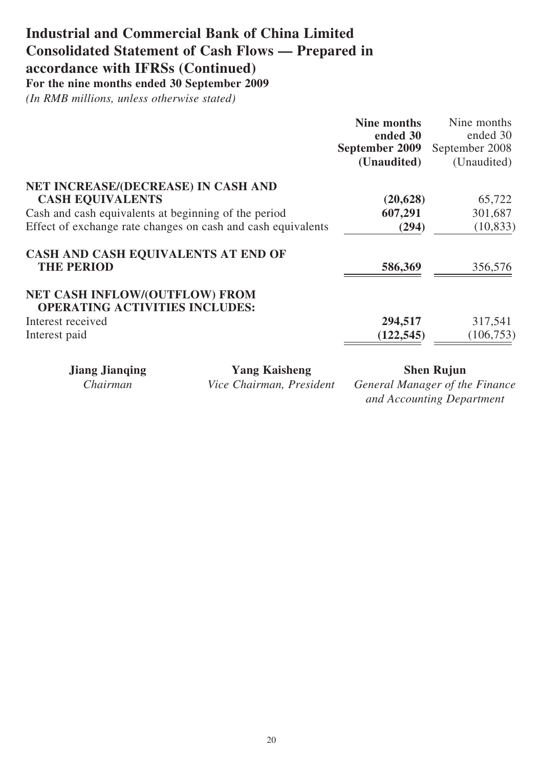# Industrial and Commercial Bank of China Limited
# Consolidated Statement of Cash Flows — Prepared in accordance with IFRSs (Continued)

**For the nine months ended 30 September 2009**

*(In RMB millions, unless otherwise stated)*

| | **Nine months ended 30 September 2009 (Unaudited)** | Nine months ended 30 September 2008 (Unaudited) |
|---|---|---|
| **NET INCREASE/(DECREASE) IN CASH AND CASH EQUIVALENTS** | **(20,628)** | 65,722 |
| Cash and cash equivalents at beginning of the period | **607,291** | 301,687 |
| Effect of exchange rate changes on cash and cash equivalents | **(294)** | (10,833) |
| **CASH AND CASH EQUIVALENTS AT END OF THE PERIOD** | **586,369** | 356,576 |
| **NET CASH INFLOW/(OUTFLOW) FROM OPERATING ACTIVITIES INCLUDES:** | | |
| Interest received | **294,517** | 317,541 |
| Interest paid | **(122,545)** | (106,753) |

| | | |
|---|---|---|
| **Jiang Jianqing** | **Yang Kaisheng** | **Shen Rujun** |
| *Chairman* | *Vice Chairman, President* | *General Manager of the Finance and Accounting Department* |